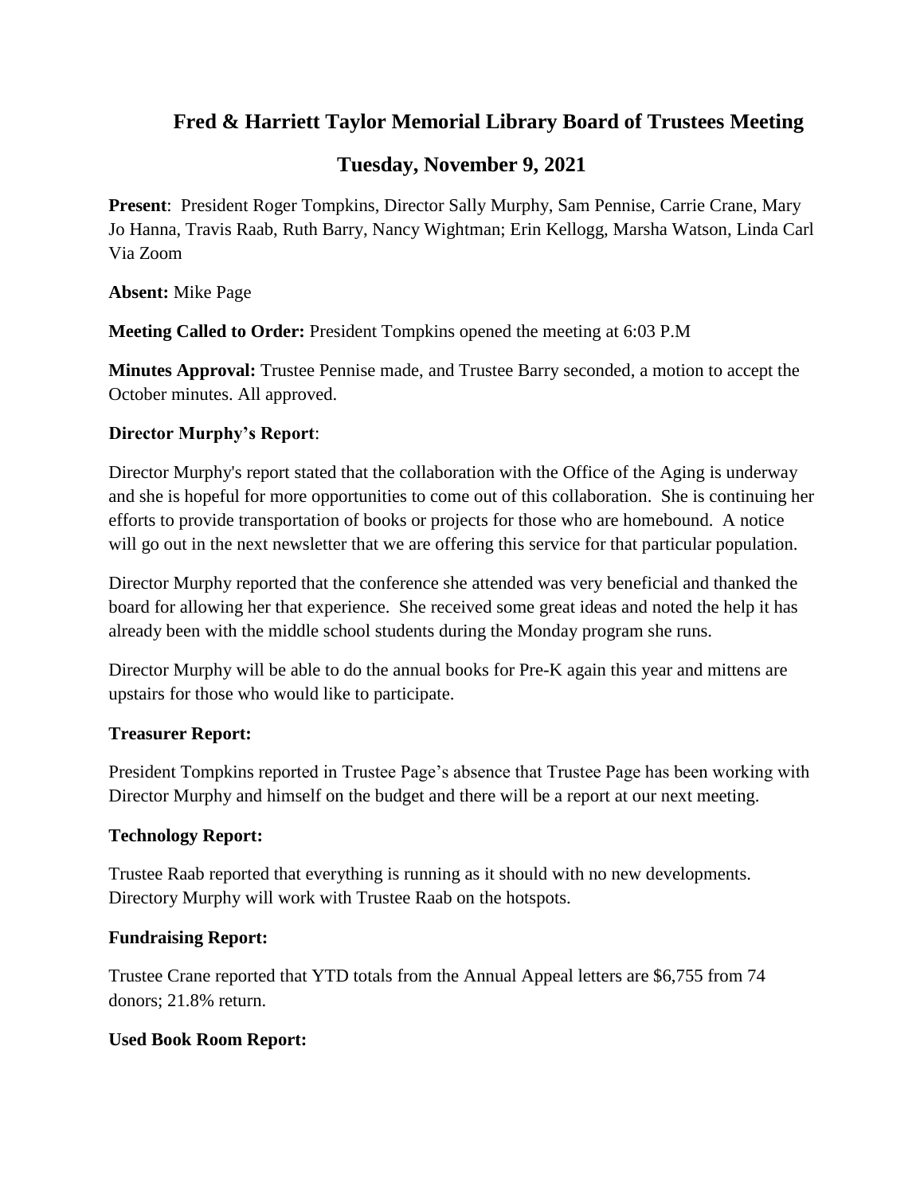# Fred & Harriett Taylor Memorial Library Board of Trustees Meeting

## Tuesday, November 9, 2021

**Present**: President Roger Tompkins, Director Sally Murphy, Sam Pennise, Carrie Crane, Mary Jo Hanna, Travis Raab, Ruth Barry, Nancy Wightman; Erin Kellogg, Marsha Watson, Linda Carl Via Zoom

**Absent:** Mike Page

**Meeting Called to Order:** President Tompkins opened the meeting at 6:03 P.M

**Minutes Approval:** Trustee Pennise made, and Trustee Barry seconded, a motion to accept the October minutes. All approved.

**Director Murphy's Report**:

Director Murphy's report stated that the collaboration with the Office of the Aging is underway and she is hopeful for more opportunities to come out of this collaboration. She is continuing her efforts to provide transportation of books or projects for those who are homebound. A notice will go out in the next newsletter that we are offering this service for that particular population.

Director Murphy reported that the conference she attended was very beneficial and thanked the board for allowing her that experience. She received some great ideas and noted the help it has already been with the middle school students during the Monday program she runs.

Director Murphy will be able to do the annual books for Pre-K again this year and mittens are upstairs for those who would like to participate.

**Treasurer Report:**

President Tompkins reported in Trustee Page's absence that Trustee Page has been working with Director Murphy and himself on the budget and there will be a report at our next meeting.

**Technology Report:**

Trustee Raab reported that everything is running as it should with no new developments. Directory Murphy will work with Trustee Raab on the hotspots.

**Fundraising Report:**

Trustee Crane reported that YTD totals from the Annual Appeal letters are $6,755 from 74 donors; 21.8% return.

**Used Book Room Report:**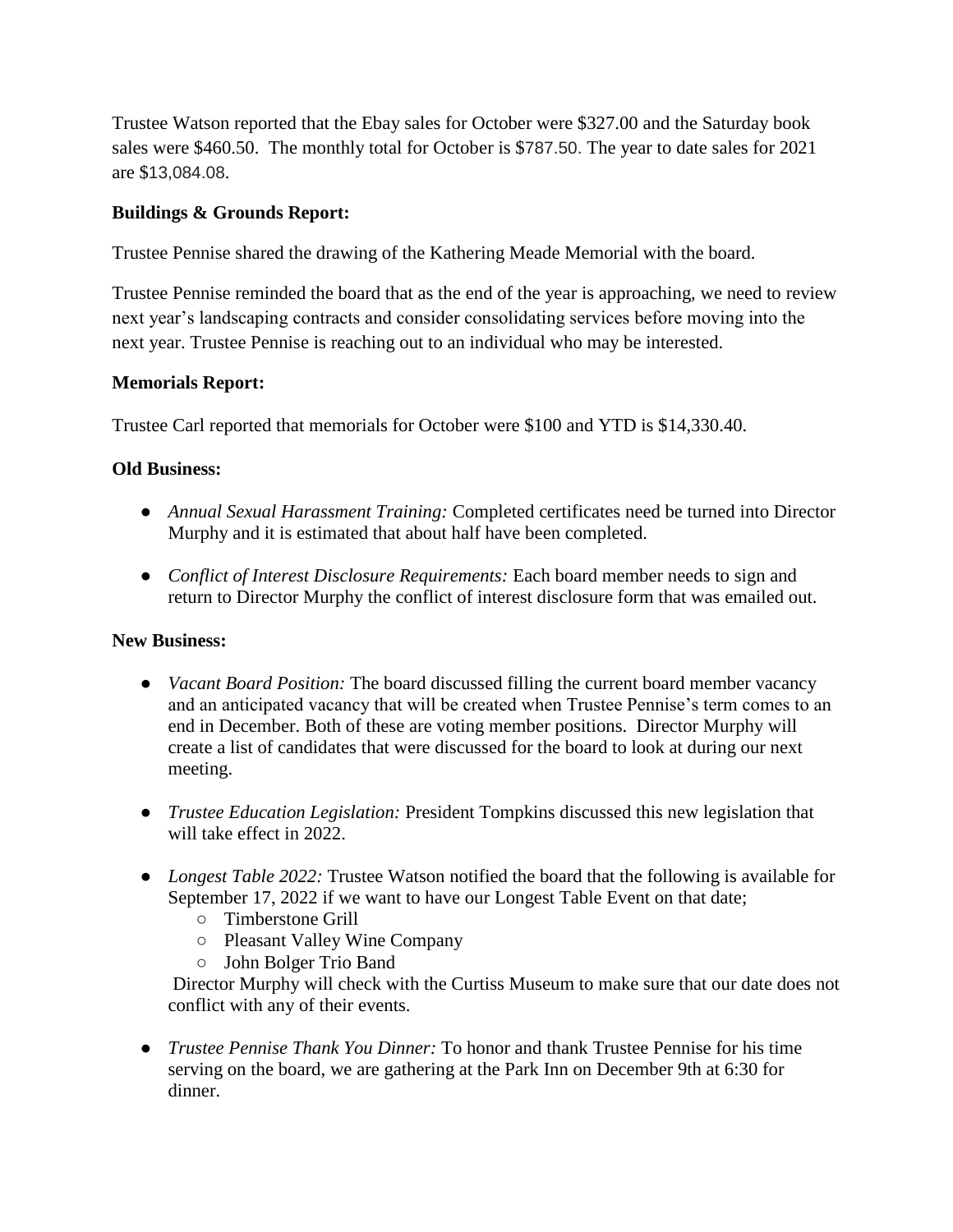Trustee Watson reported that the Ebay sales for October were $327.00 and the Saturday book sales were $460.50. The monthly total for October is $787.50. The year to date sales for 2021 are $13,084.08.

**Buildings & Grounds Report:**

Trustee Pennise shared the drawing of the Kathering Meade Memorial with the board.

Trustee Pennise reminded the board that as the end of the year is approaching, we need to review next year's landscaping contracts and consider consolidating services before moving into the next year. Trustee Pennise is reaching out to an individual who may be interested.

**Memorials Report:**

Trustee Carl reported that memorials for October were $100 and YTD is $14,330.40.

**Old Business:**

- *Annual Sexual Harassment Training:* Completed certificates need be turned into Director Murphy and it is estimated that about half have been completed.
- *Conflict of Interest Disclosure Requirements:* Each board member needs to sign and return to Director Murphy the conflict of interest disclosure form that was emailed out.

**New Business:**

- *Vacant Board Position:* The board discussed filling the current board member vacancy and an anticipated vacancy that will be created when Trustee Pennise's term comes to an end in December. Both of these are voting member positions. Director Murphy will create a list of candidates that were discussed for the board to look at during our next meeting.
- *Trustee Education Legislation:* President Tompkins discussed this new legislation that will take effect in 2022.
- *Longest Table 2022:* Trustee Watson notified the board that the following is available for September 17, 2022 if we want to have our Longest Table Event on that date;
    - Timberstone Grill
    - Pleasant Valley Wine Company
    - John Bolger Trio Band

  Director Murphy will check with the Curtiss Museum to make sure that our date does not conflict with any of their events.
- *Trustee Pennise Thank You Dinner:* To honor and thank Trustee Pennise for his time serving on the board, we are gathering at the Park Inn on December 9th at 6:30 for dinner.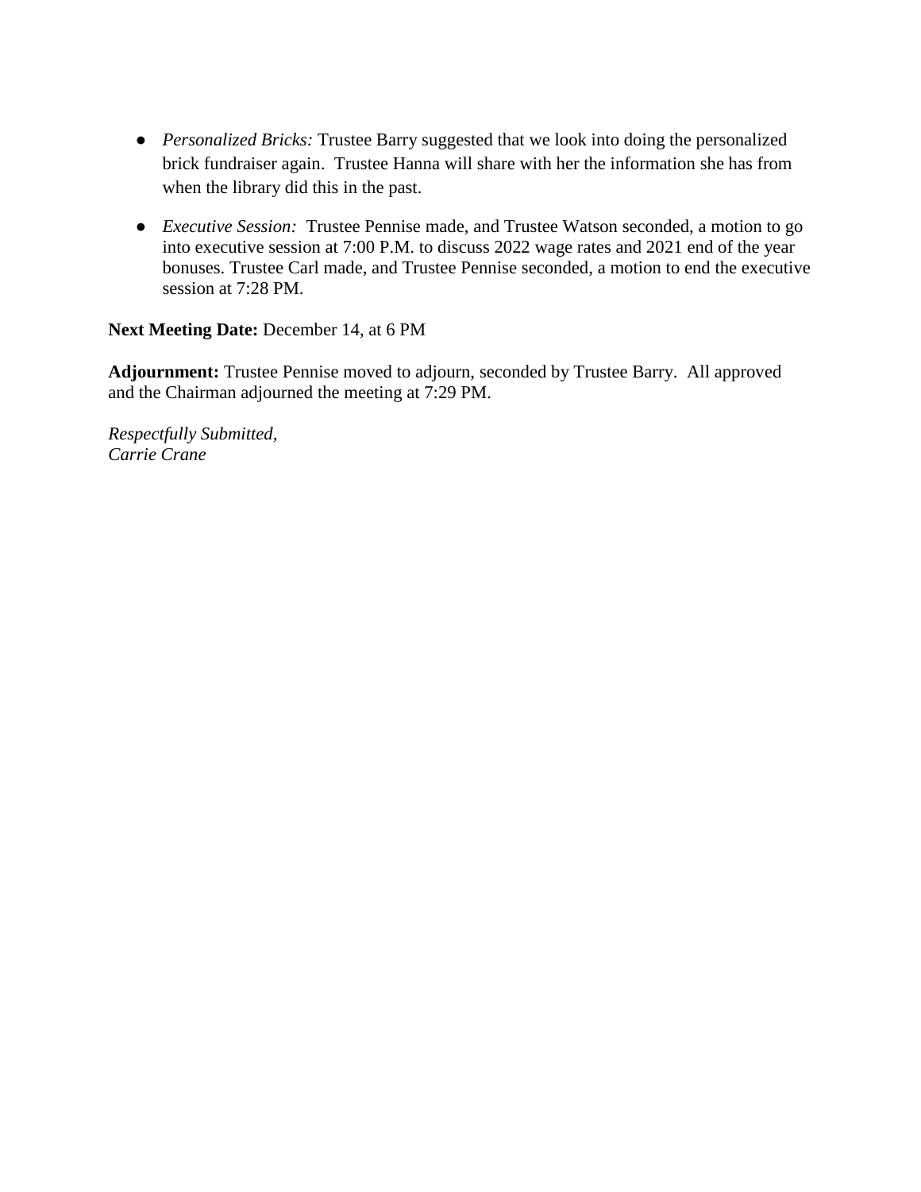- *Personalized Bricks:* Trustee Barry suggested that we look into doing the personalized brick fundraiser again. Trustee Hanna will share with her the information she has from when the library did this in the past.
- *Executive Session:* Trustee Pennise made, and Trustee Watson seconded, a motion to go into executive session at 7:00 P.M. to discuss 2022 wage rates and 2021 end of the year bonuses. Trustee Carl made, and Trustee Pennise seconded, a motion to end the executive session at 7:28 PM.

**Next Meeting Date:** December 14, at 6 PM

**Adjournment:** Trustee Pennise moved to adjourn, seconded by Trustee Barry. All approved and the Chairman adjourned the meeting at 7:29 PM.

*Respectfully Submitted,*
*Carrie Crane*